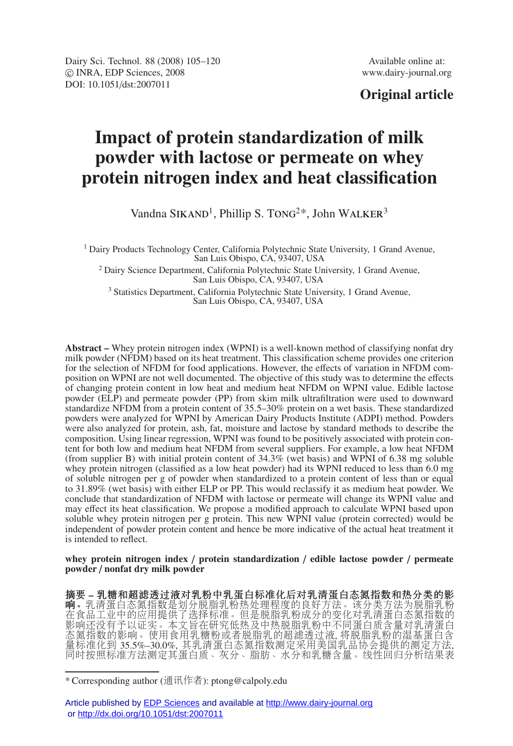Original article

# Impact of protein standardization of milk powder with lactose or permeate on whey protein nitrogen index and heat classification

Vandna Sikand[1], Phillip S. Tong[2]*, John Walker[3]

[1] Dairy Products Technology Center, California Polytechnic State University, 1 Grand Avenue, San Luis Obispo, CA, 93407, USA

[2] Dairy Science Department, California Polytechnic State University, 1 Grand Avenue, San Luis Obispo, CA, 93407, USA

[3] Statistics Department, California Polytechnic State University, 1 Grand Avenue, San Luis Obispo, CA, 93407, USA

**Abstract –** Whey protein nitrogen index (WPNI) is a well-known method of classifying nonfat dry milk powder (NFDM) based on its heat treatment. This classification scheme provides one criterion for the selection of NFDM for food applications. However, the effects of variation in NFDM composition on WPNI are not well documented. The objective of this study was to determine the effects of changing protein content in low heat and medium heat NFDM on WPNI value. Edible lactose powder (ELP) and permeate powder (PP) from skim milk ultrafiltration were used to downward standardize NFDM from a protein content of 35.5–30% protein on a wet basis. These standardized powders were analyzed for WPNI by American Dairy Products Institute (ADPI) method. Powders were also analyzed for protein, ash, fat, moisture and lactose by standard methods to describe the composition. Using linear regression, WPNI was found to be positively associated with protein content for both low and medium heat NFDM from several suppliers. For example, a low heat NFDM (from supplier B) with initial protein content of 34.3% (wet basis) and WPNI of 6.38 mg soluble whey protein nitrogen (classified as a low heat powder) had its WPNI reduced to less than 6.0 mg of soluble nitrogen per g of powder when standardized to a protein content of less than or equal to 31.89% (wet basis) with either ELP or PP. This would reclassify it as medium heat powder. We conclude that standardization of NFDM with lactose or permeate will change its WPNI value and may effect its heat classification. We propose a modified approach to calculate WPNI based upon soluble whey protein nitrogen per g protein. This new WPNI value (protein corrected) would be independent of powder protein content and hence be more indicative of the actual heat treatment it is intended to reflect.

**whey protein nitrogen index / protein standardization / edible lactose powder / permeate powder / nonfat dry milk powder**

**摘要 – 乳糖和超滤透过液对乳粉中乳蛋白标准化后对乳清蛋白态氮指数和热分类的影响。**乳清蛋白态氮指数是划分脱脂乳粉热处理程度的良好方法。该分类方法为脱脂乳粉在食品工业中的应用提供了选择标准。但是脱脂乳粉成分的变化对乳清蛋白态氮指数的影响还没有予以证实。本文旨在研究低热及中热脱脂乳粉中不同蛋白质含量对乳清蛋白态氮指数的影响。使用食用乳糖粉或者脱脂乳的超滤透过液, 将脱脂乳粉的湿基蛋白含量标准化到 35.5%–30.0%, 其乳清蛋白态氮指数测定采用美国乳品协会提供的测定方法, 同时按照标准方法测定其蛋白质、灰分、脂肪、水分和乳糖含量。线性回归分析结果表

---

* Corresponding author (通讯作者): ptong@calpoly.edu

Article published by EDP Sciences and available at http://www.dairy-journal.org or http://dx.doi.org/10.1051/dst:2007011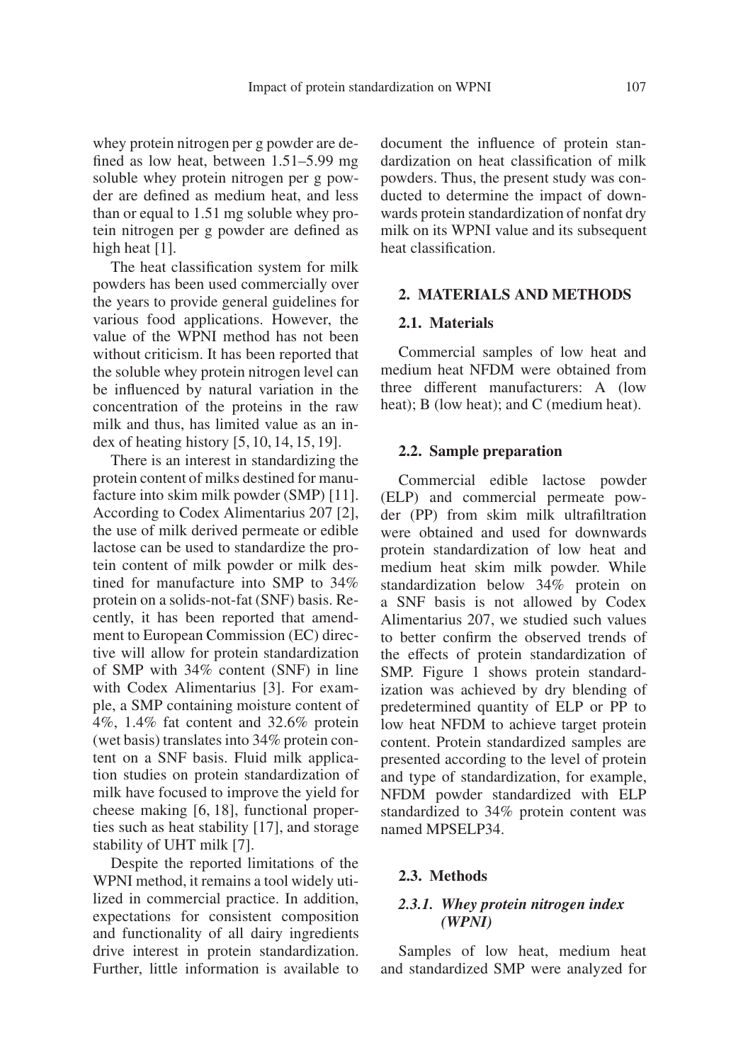whey protein nitrogen per g powder are defined as low heat, between 1.51–5.99 mg soluble whey protein nitrogen per g powder are defined as medium heat, and less than or equal to 1.51 mg soluble whey protein nitrogen per g powder are defined as high heat [1].

The heat classification system for milk powders has been used commercially over the years to provide general guidelines for various food applications. However, the value of the WPNI method has not been without criticism. It has been reported that the soluble whey protein nitrogen level can be influenced by natural variation in the concentration of the proteins in the raw milk and thus, has limited value as an index of heating history [5, 10, 14, 15, 19].

There is an interest in standardizing the protein content of milks destined for manufacture into skim milk powder (SMP) [11]. According to Codex Alimentarius 207 [2], the use of milk derived permeate or edible lactose can be used to standardize the protein content of milk powder or milk destined for manufacture into SMP to 34% protein on a solids-not-fat (SNF) basis. Recently, it has been reported that amendment to European Commission (EC) directive will allow for protein standardization of SMP with 34% content (SNF) in line with Codex Alimentarius [3]. For example, a SMP containing moisture content of 4%, 1.4% fat content and 32.6% protein (wet basis) translates into 34% protein content on a SNF basis. Fluid milk application studies on protein standardization of milk have focused to improve the yield for cheese making [6, 18], functional properties such as heat stability [17], and storage stability of UHT milk [7].

Despite the reported limitations of the WPNI method, it remains a tool widely utilized in commercial practice. In addition, expectations for consistent composition and functionality of all dairy ingredients drive interest in protein standardization. Further, little information is available to document the influence of protein standardization on heat classification of milk powders. Thus, the present study was conducted to determine the impact of downwards protein standardization of nonfat dry milk on its WPNI value and its subsequent heat classification.

## 2. MATERIALS AND METHODS

### 2.1. Materials

Commercial samples of low heat and medium heat NFDM were obtained from three different manufacturers: A (low heat); B (low heat); and C (medium heat).

### 2.2. Sample preparation

Commercial edible lactose powder (ELP) and commercial permeate powder (PP) from skim milk ultrafiltration were obtained and used for downwards protein standardization of low heat and medium heat skim milk powder. While standardization below 34% protein on a SNF basis is not allowed by Codex Alimentarius 207, we studied such values to better confirm the observed trends of the effects of protein standardization of SMP. Figure 1 shows protein standardization was achieved by dry blending of predetermined quantity of ELP or PP to low heat NFDM to achieve target protein content. Protein standardized samples are presented according to the level of protein and type of standardization, for example, NFDM powder standardized with ELP standardized to 34% protein content was named MPSELP34.

### 2.3. Methods

#### *2.3.1. Whey protein nitrogen index (WPNI)*

Samples of low heat, medium heat and standardized SMP were analyzed for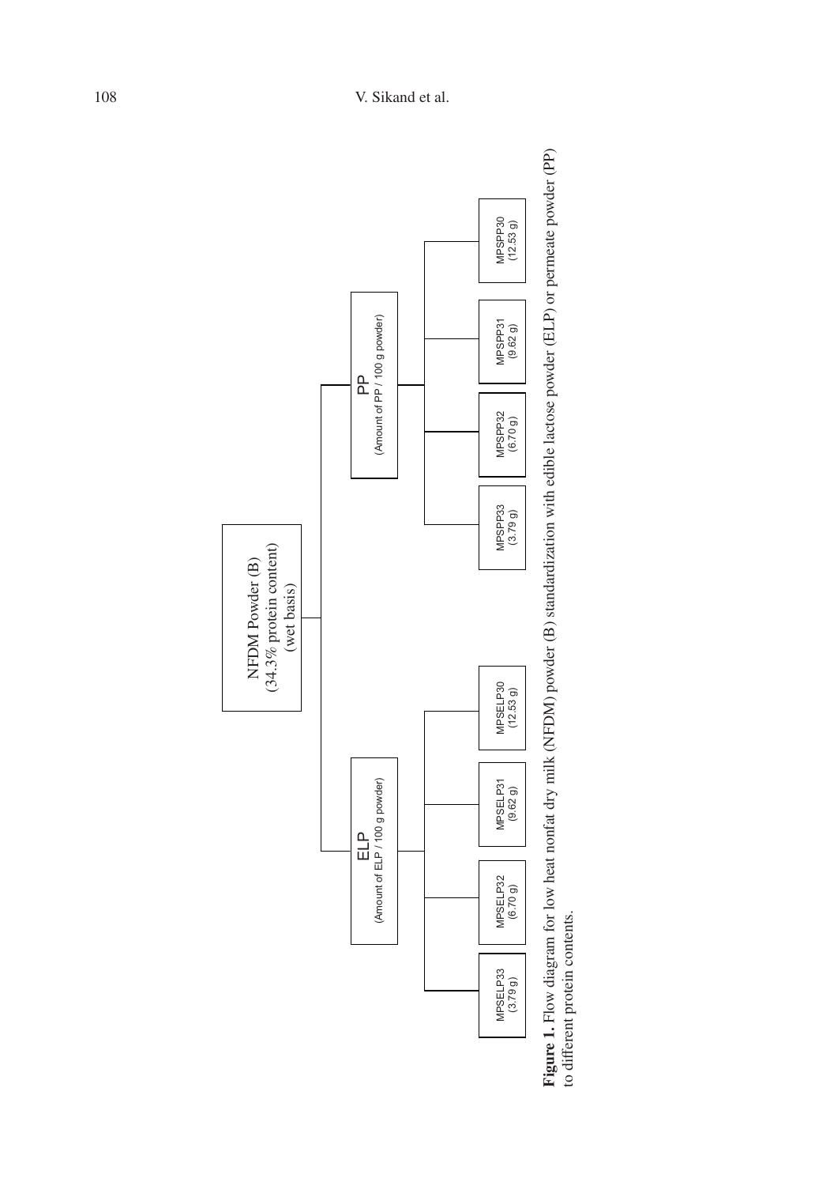NFDM Powder (B)
(34.3% protein content)
(wet basis)

ELP
(Amount of ELP / 100 g powder)

- MPSELP33 (3.79 g)
- MPSELP32 (6.70 g)
- MPSELP31 (9.62 g)
- MPSELP30 (12.53 g)

PP
(Amount of PP / 100 g powder)

- MPSPP33 (3.79 g)
- MPSPP32 (6.70 g)
- MPSPP31 (9.62 g)
- MPSPP30 (12.53 g)

**Figure 1.** Flow diagram for low heat nonfat dry milk (NFDM) powder (B) standardization with edible lactose powder (ELP) or permeate powder (PP) to different protein contents.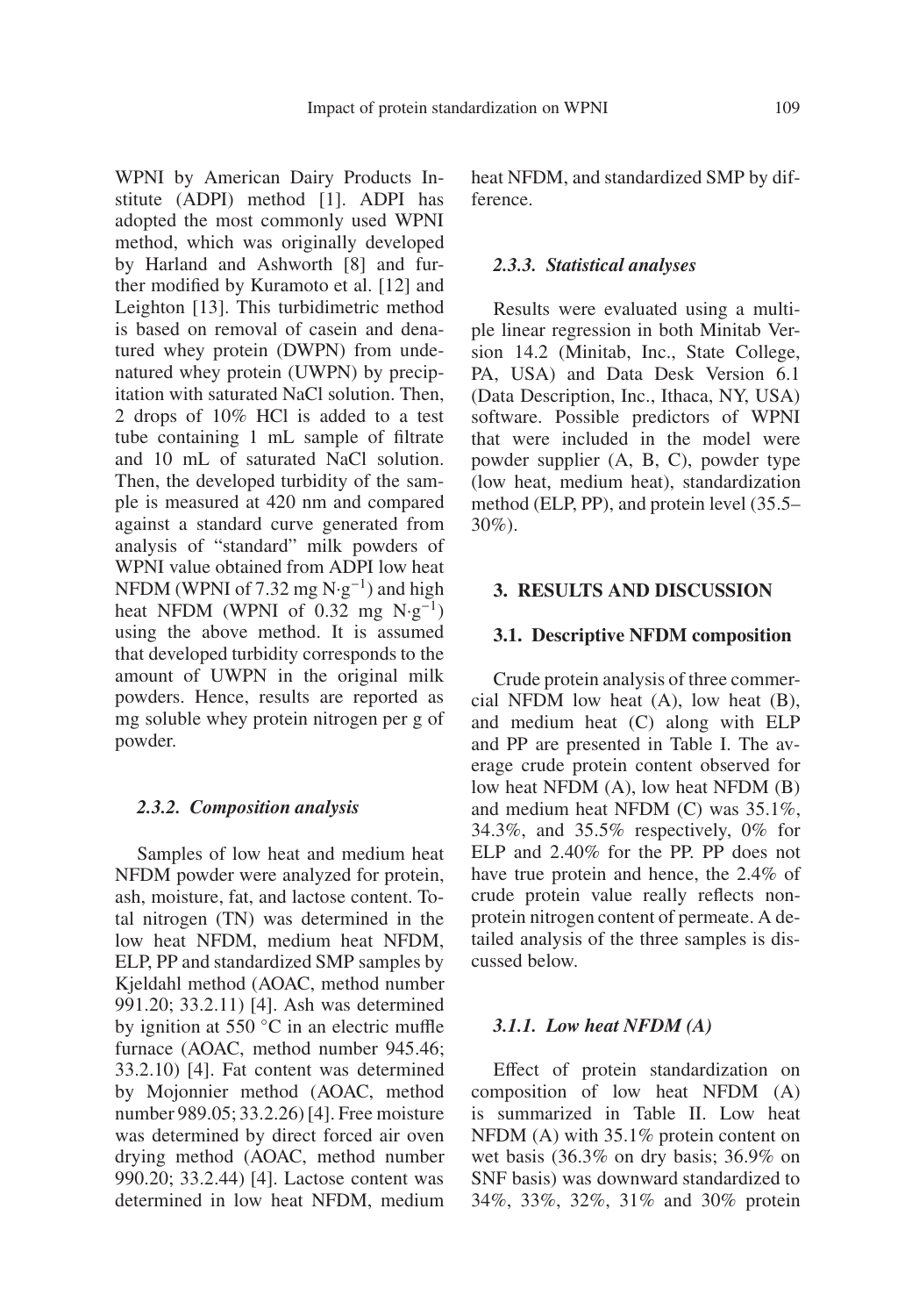WPNI by American Dairy Products Institute (ADPI) method [1]. ADPI has adopted the most commonly used WPNI method, which was originally developed by Harland and Ashworth [8] and further modified by Kuramoto et al. [12] and Leighton [13]. This turbidimetric method is based on removal of casein and denatured whey protein (DWPN) from undenatured whey protein (UWPN) by precipitation with saturated NaCl solution. Then, 2 drops of 10% HCl is added to a test tube containing 1 mL sample of filtrate and 10 mL of saturated NaCl solution. Then, the developed turbidity of the sample is measured at 420 nm and compared against a standard curve generated from analysis of "standard" milk powders of WPNI value obtained from ADPI low heat NFDM (WPNI of 7.32 mg N·g$^{-1}$) and high heat NFDM (WPNI of 0.32 mg N·g$^{-1}$) using the above method. It is assumed that developed turbidity corresponds to the amount of UWPN in the original milk powders. Hence, results are reported as mg soluble whey protein nitrogen per g of powder.

#### *2.3.2. Composition analysis*

Samples of low heat and medium heat NFDM powder were analyzed for protein, ash, moisture, fat, and lactose content. Total nitrogen (TN) was determined in the low heat NFDM, medium heat NFDM, ELP, PP and standardized SMP samples by Kjeldahl method (AOAC, method number 991.20; 33.2.11) [4]. Ash was determined by ignition at 550 °C in an electric muffle furnace (AOAC, method number 945.46; 33.2.10) [4]. Fat content was determined by Mojonnier method (AOAC, method number 989.05; 33.2.26) [4]. Free moisture was determined by direct forced air oven drying method (AOAC, method number 990.20; 33.2.44) [4]. Lactose content was determined in low heat NFDM, medium heat NFDM, and standardized SMP by difference.

#### *2.3.3. Statistical analyses*

Results were evaluated using a multiple linear regression in both Minitab Version 14.2 (Minitab, Inc., State College, PA, USA) and Data Desk Version 6.1 (Data Description, Inc., Ithaca, NY, USA) software. Possible predictors of WPNI that were included in the model were powder supplier (A, B, C), powder type (low heat, medium heat), standardization method (ELP, PP), and protein level (35.5–30%).

## 3. RESULTS AND DISCUSSION

### 3.1. Descriptive NFDM composition

Crude protein analysis of three commercial NFDM low heat (A), low heat (B), and medium heat (C) along with ELP and PP are presented in Table I. The average crude protein content observed for low heat NFDM (A), low heat NFDM (B) and medium heat NFDM (C) was 35.1%, 34.3%, and 35.5% respectively, 0% for ELP and 2.40% for the PP. PP does not have true protein and hence, the 2.4% of crude protein value really reflects non-protein nitrogen content of permeate. A detailed analysis of the three samples is discussed below.

#### *3.1.1. Low heat NFDM (A)*

Effect of protein standardization on composition of low heat NFDM (A) is summarized in Table II. Low heat NFDM (A) with 35.1% protein content on wet basis (36.3% on dry basis; 36.9% on SNF basis) was downward standardized to 34%, 33%, 32%, 31% and 30% protein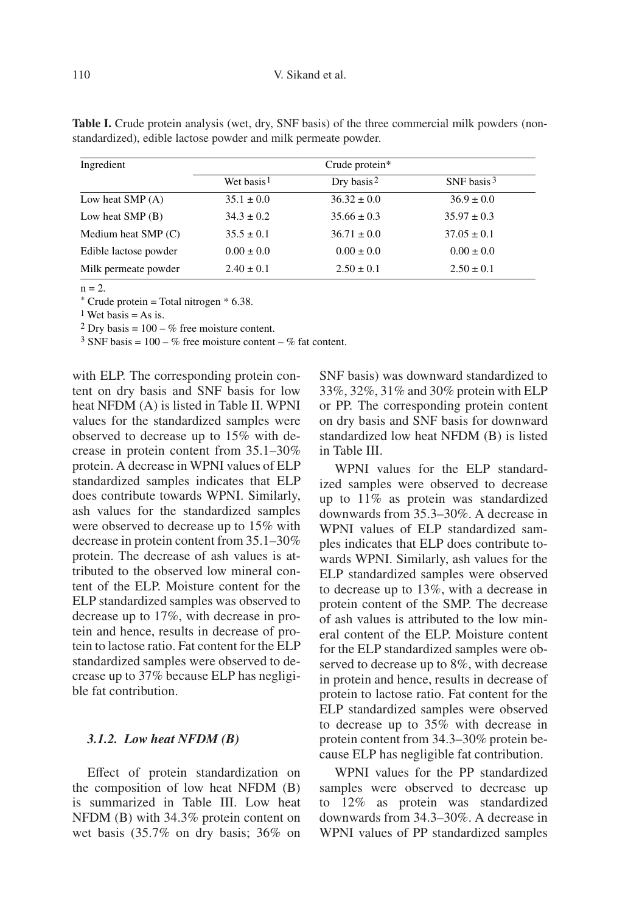**Table I.** Crude protein analysis (wet, dry, SNF basis) of the three commercial milk powders (non-standardized), edible lactose powder and milk permeate powder.

| Ingredient | Crude protein* | | |
|---|---|---|---|
| | Wet basis[1] | Dry basis[2] | SNF basis[3] |
| Low heat SMP (A) | 35.1 ± 0.0 | 36.32 ± 0.0 | 36.9 ± 0.0 |
| Low heat SMP (B) | 34.3 ± 0.2 | 35.66 ± 0.3 | 35.97 ± 0.3 |
| Medium heat SMP (C) | 35.5 ± 0.1 | 36.71 ± 0.0 | 37.05 ± 0.1 |
| Edible lactose powder | 0.00 ± 0.0 | 0.00 ± 0.0 | 0.00 ± 0.0 |
| Milk permeate powder | 2.40 ± 0.1 | 2.50 ± 0.1 | 2.50 ± 0.1 |

n = 2.

* Crude protein = Total nitrogen * 6.38.

[1] Wet basis = As is.

[2] Dry basis = 100 – % free moisture content.

[3] SNF basis = 100 – % free moisture content – % fat content.

with ELP. The corresponding protein content on dry basis and SNF basis for low heat NFDM (A) is listed in Table II. WPNI values for the standardized samples were observed to decrease up to 15% with decrease in protein content from 35.1–30% protein. A decrease in WPNI values of ELP standardized samples indicates that ELP does contribute towards WPNI. Similarly, ash values for the standardized samples were observed to decrease up to 15% with decrease in protein content from 35.1–30% protein. The decrease of ash values is attributed to the observed low mineral content of the ELP. Moisture content for the ELP standardized samples was observed to decrease up to 17%, with decrease in protein and hence, results in decrease of protein to lactose ratio. Fat content for the ELP standardized samples were observed to decrease up to 37% because ELP has negligible fat contribution.

### *3.1.2. Low heat NFDM (B)*

Effect of protein standardization on the composition of low heat NFDM (B) is summarized in Table III. Low heat NFDM (B) with 34.3% protein content on wet basis (35.7% on dry basis; 36% on SNF basis) was downward standardized to 33%, 32%, 31% and 30% protein with ELP or PP. The corresponding protein content on dry basis and SNF basis for downward standardized low heat NFDM (B) is listed in Table III.

WPNI values for the ELP standardized samples were observed to decrease up to 11% as protein was standardized downwards from 35.3–30%. A decrease in WPNI values of ELP standardized samples indicates that ELP does contribute towards WPNI. Similarly, ash values for the ELP standardized samples were observed to decrease up to 13%, with a decrease in protein content of the SMP. The decrease of ash values is attributed to the low mineral content of the ELP. Moisture content for the ELP standardized samples were observed to decrease up to 8%, with decrease in protein and hence, results in decrease of protein to lactose ratio. Fat content for the ELP standardized samples were observed to decrease up to 35% with decrease in protein content from 34.3–30% protein because ELP has negligible fat contribution.

WPNI values for the PP standardized samples were observed to decrease up to 12% as protein was standardized downwards from 34.3–30%. A decrease in WPNI values of PP standardized samples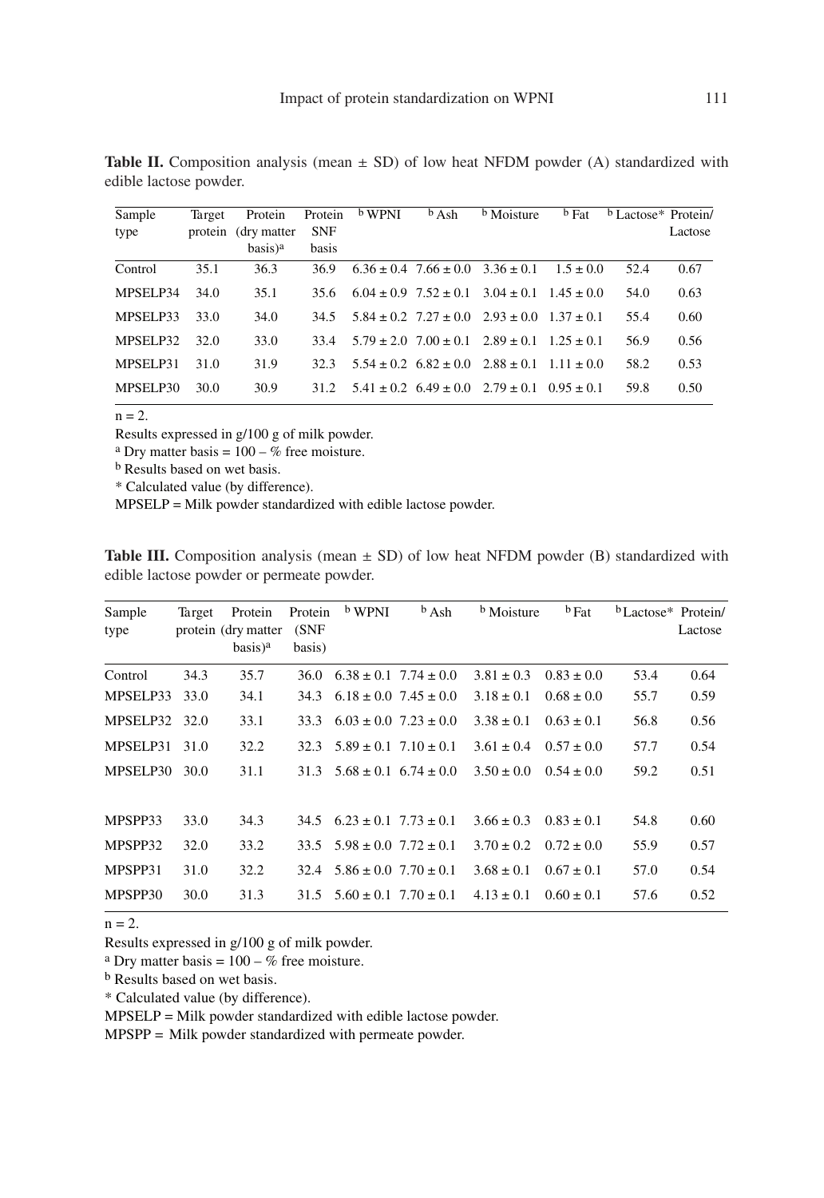**Table II.** Composition analysis (mean ± SD) of low heat NFDM powder (A) standardized with edible lactose powder.

| Sample type | Target protein | Protein (dry matter basis)[a] | Protein SNF basis | [b] WPNI | [b] Ash | [b] Moisture | [b] Fat | [b] Lactose* | Protein/ Lactose |
|---|---|---|---|---|---|---|---|---|---|
| Control | 35.1 | 36.3 | 36.9 | 6.36 ± 0.4 | 7.66 ± 0.0 | 3.36 ± 0.1 | 1.5 ± 0.0 | 52.4 | 0.67 |
| MPSELP34 | 34.0 | 35.1 | 35.6 | 6.04 ± 0.9 | 7.52 ± 0.1 | 3.04 ± 0.1 | 1.45 ± 0.0 | 54.0 | 0.63 |
| MPSELP33 | 33.0 | 34.0 | 34.5 | 5.84 ± 0.2 | 7.27 ± 0.0 | 2.93 ± 0.0 | 1.37 ± 0.1 | 55.4 | 0.60 |
| MPSELP32 | 32.0 | 33.0 | 33.4 | 5.79 ± 2.0 | 7.00 ± 0.1 | 2.89 ± 0.1 | 1.25 ± 0.1 | 56.9 | 0.56 |
| MPSELP31 | 31.0 | 31.9 | 32.3 | 5.54 ± 0.2 | 6.82 ± 0.0 | 2.88 ± 0.1 | 1.11 ± 0.0 | 58.2 | 0.53 |
| MPSELP30 | 30.0 | 30.9 | 31.2 | 5.41 ± 0.2 | 6.49 ± 0.0 | 2.79 ± 0.1 | 0.95 ± 0.1 | 59.8 | 0.50 |

n = 2.

Results expressed in g/100 g of milk powder.

[a] Dry matter basis = 100 – % free moisture.

[b] Results based on wet basis.

\* Calculated value (by difference).

MPSELP = Milk powder standardized with edible lactose powder.

**Table III.** Composition analysis (mean ± SD) of low heat NFDM powder (B) standardized with edible lactose powder or permeate powder.

| Sample type | Target protein | Protein (dry matter basis)[a] | Protein (SNF basis) | [b] WPNI | [b] Ash | [b] Moisture | [b] Fat | [b] Lactose* | Protein/ Lactose |
|---|---|---|---|---|---|---|---|---|---|
| Control | 34.3 | 35.7 | 36.0 | 6.38 ± 0.1 | 7.74 ± 0.0 | 3.81 ± 0.3 | 0.83 ± 0.0 | 53.4 | 0.64 |
| MPSELP33 | 33.0 | 34.1 | 34.3 | 6.18 ± 0.0 | 7.45 ± 0.0 | 3.18 ± 0.1 | 0.68 ± 0.0 | 55.7 | 0.59 |
| MPSELP32 | 32.0 | 33.1 | 33.3 | 6.03 ± 0.0 | 7.23 ± 0.0 | 3.38 ± 0.1 | 0.63 ± 0.1 | 56.8 | 0.56 |
| MPSELP31 | 31.0 | 32.2 | 32.3 | 5.89 ± 0.1 | 7.10 ± 0.1 | 3.61 ± 0.4 | 0.57 ± 0.0 | 57.7 | 0.54 |
| MPSELP30 | 30.0 | 31.1 | 31.3 | 5.68 ± 0.1 | 6.74 ± 0.0 | 3.50 ± 0.0 | 0.54 ± 0.0 | 59.2 | 0.51 |
| MPSPP33 | 33.0 | 34.3 | 34.5 | 6.23 ± 0.1 | 7.73 ± 0.1 | 3.66 ± 0.3 | 0.83 ± 0.1 | 54.8 | 0.60 |
| MPSPP32 | 32.0 | 33.2 | 33.5 | 5.98 ± 0.0 | 7.72 ± 0.1 | 3.70 ± 0.2 | 0.72 ± 0.0 | 55.9 | 0.57 |
| MPSPP31 | 31.0 | 32.2 | 32.4 | 5.86 ± 0.0 | 7.70 ± 0.1 | 3.68 ± 0.1 | 0.67 ± 0.1 | 57.0 | 0.54 |
| MPSPP30 | 30.0 | 31.3 | 31.5 | 5.60 ± 0.1 | 7.70 ± 0.1 | 4.13 ± 0.1 | 0.60 ± 0.1 | 57.6 | 0.52 |

n = 2.

Results expressed in g/100 g of milk powder.

[a] Dry matter basis = 100 – % free moisture.

[b] Results based on wet basis.

\* Calculated value (by difference).

MPSELP = Milk powder standardized with edible lactose powder.

MPSPP = Milk powder standardized with permeate powder.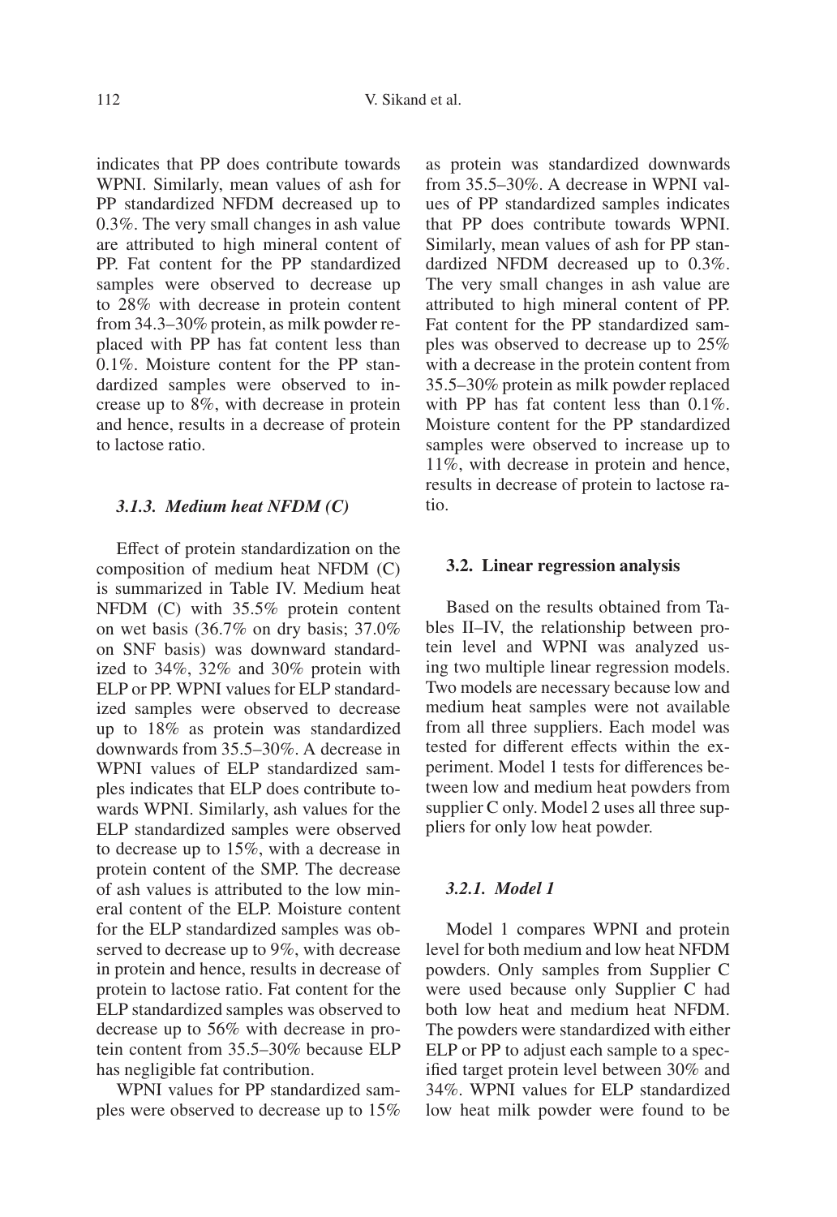indicates that PP does contribute towards WPNI. Similarly, mean values of ash for PP standardized NFDM decreased up to 0.3%. The very small changes in ash value are attributed to high mineral content of PP. Fat content for the PP standardized samples were observed to decrease up to 28% with decrease in protein content from 34.3–30% protein, as milk powder replaced with PP has fat content less than 0.1%. Moisture content for the PP standardized samples were observed to increase up to 8%, with decrease in protein and hence, results in a decrease of protein to lactose ratio.

#### *3.1.3. Medium heat NFDM (C)*

Effect of protein standardization on the composition of medium heat NFDM (C) is summarized in Table IV. Medium heat NFDM (C) with 35.5% protein content on wet basis (36.7% on dry basis; 37.0% on SNF basis) was downward standardized to 34%, 32% and 30% protein with ELP or PP. WPNI values for ELP standardized samples were observed to decrease up to 18% as protein was standardized downwards from 35.5–30%. A decrease in WPNI values of ELP standardized samples indicates that ELP does contribute towards WPNI. Similarly, ash values for the ELP standardized samples were observed to decrease up to 15%, with a decrease in protein content of the SMP. The decrease of ash values is attributed to the low mineral content of the ELP. Moisture content for the ELP standardized samples was observed to decrease up to 9%, with decrease in protein and hence, results in decrease of protein to lactose ratio. Fat content for the ELP standardized samples was observed to decrease up to 56% with decrease in protein content from 35.5–30% because ELP has negligible fat contribution.

WPNI values for PP standardized samples were observed to decrease up to 15% as protein was standardized downwards from 35.5–30%. A decrease in WPNI values of PP standardized samples indicates that PP does contribute towards WPNI. Similarly, mean values of ash for PP standardized NFDM decreased up to 0.3%. The very small changes in ash value are attributed to high mineral content of PP. Fat content for the PP standardized samples was observed to decrease up to 25% with a decrease in the protein content from 35.5–30% protein as milk powder replaced with PP has fat content less than 0.1%. Moisture content for the PP standardized samples were observed to increase up to 11%, with decrease in protein and hence, results in decrease of protein to lactose ratio.

### **3.2. Linear regression analysis**

Based on the results obtained from Tables II–IV, the relationship between protein level and WPNI was analyzed using two multiple linear regression models. Two models are necessary because low and medium heat samples were not available from all three suppliers. Each model was tested for different effects within the experiment. Model 1 tests for differences between low and medium heat powders from supplier C only. Model 2 uses all three suppliers for only low heat powder.

#### *3.2.1. Model 1*

Model 1 compares WPNI and protein level for both medium and low heat NFDM powders. Only samples from Supplier C were used because only Supplier C had both low heat and medium heat NFDM. The powders were standardized with either ELP or PP to adjust each sample to a specified target protein level between 30% and 34%. WPNI values for ELP standardized low heat milk powder were found to be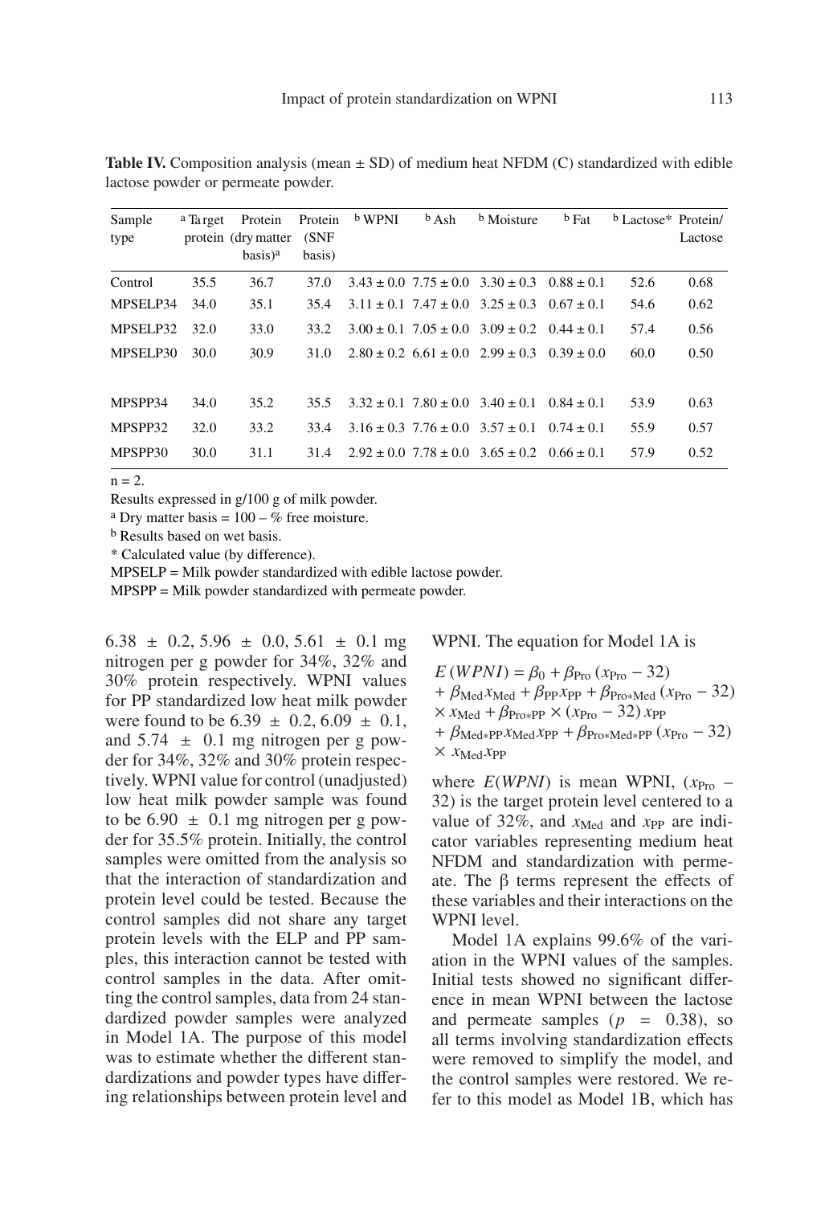**Table IV.** Composition analysis (mean ± SD) of medium heat NFDM (C) standardized with edible lactose powder or permeate powder.

| Sample type | [a] Target protein | Protein (dry matter basis)[a] | Protein (SNF basis) | [b] WPNI | [b] Ash | [b] Moisture | [b] Fat | [b] Lactose* | Protein/ Lactose |
|---|---|---|---|---|---|---|---|---|---|
| Control | 35.5 | 36.7 | 37.0 | 3.43 ± 0.0 | 7.75 ± 0.0 | 3.30 ± 0.3 | 0.88 ± 0.1 | 52.6 | 0.68 |
| MPSELP34 | 34.0 | 35.1 | 35.4 | 3.11 ± 0.1 | 7.47 ± 0.0 | 3.25 ± 0.3 | 0.67 ± 0.1 | 54.6 | 0.62 |
| MPSELP32 | 32.0 | 33.0 | 33.2 | 3.00 ± 0.1 | 7.05 ± 0.0 | 3.09 ± 0.2 | 0.44 ± 0.1 | 57.4 | 0.56 |
| MPSELP30 | 30.0 | 30.9 | 31.0 | 2.80 ± 0.2 | 6.61 ± 0.0 | 2.99 ± 0.3 | 0.39 ± 0.0 | 60.0 | 0.50 |
| MPSPP34 | 34.0 | 35.2 | 35.5 | 3.32 ± 0.1 | 7.80 ± 0.0 | 3.40 ± 0.1 | 0.84 ± 0.1 | 53.9 | 0.63 |
| MPSPP32 | 32.0 | 33.2 | 33.4 | 3.16 ± 0.3 | 7.76 ± 0.0 | 3.57 ± 0.1 | 0.74 ± 0.1 | 55.9 | 0.57 |
| MPSPP30 | 30.0 | 31.1 | 31.4 | 2.92 ± 0.0 | 7.78 ± 0.0 | 3.65 ± 0.2 | 0.66 ± 0.1 | 57.9 | 0.52 |

n = 2.

Results expressed in g/100 g of milk powder.

[a] Dry matter basis = 100 – % free moisture.

[b] Results based on wet basis.

\* Calculated value (by difference).

MPSELP = Milk powder standardized with edible lactose powder.

MPSPP = Milk powder standardized with permeate powder.

6.38 ± 0.2, 5.96 ± 0.0, 5.61 ± 0.1 mg nitrogen per g powder for 34%, 32% and 30% protein respectively. WPNI values for PP standardized low heat milk powder were found to be 6.39 ± 0.2, 6.09 ± 0.1, and 5.74 ± 0.1 mg nitrogen per g powder for 34%, 32% and 30% protein respectively. WPNI value for control (unadjusted) low heat milk powder sample was found to be 6.90 ± 0.1 mg nitrogen per g powder for 35.5% protein. Initially, the control samples were omitted from the analysis so that the interaction of standardization and protein level could be tested. Because the control samples did not share any target protein levels with the ELP and PP samples, this interaction cannot be tested with control samples in the data. After omitting the control samples, data from 24 standardized powder samples were analyzed in Model 1A. The purpose of this model was to estimate whether the different standardizations and powder types have differing relationships between protein level and WPNI. The equation for Model 1A is

$$
\begin{aligned}
E(WPNI) &= \beta_0 + \beta_{\text{Pro}}(x_{\text{Pro}} - 32) \\
&+ \beta_{\text{Med}} x_{\text{Med}} + \beta_{\text{PP}} x_{\text{PP}} + \beta_{\text{Pro*Med}}(x_{\text{Pro}} - 32) \\
&\times x_{\text{Med}} + \beta_{\text{Pro*PP}} \times (x_{\text{Pro}} - 32)\, x_{\text{PP}} \\
&+ \beta_{\text{Med*PP}} x_{\text{Med}} x_{\text{PP}} + \beta_{\text{Pro*Med*PP}}(x_{\text{Pro}} - 32) \\
&\times x_{\text{Med}} x_{\text{PP}}
\end{aligned}
$$

where $E(WPNI)$ is mean WPNI, $(x_{\text{Pro}} - 32)$ is the target protein level centered to a value of 32%, and $x_{\text{Med}}$ and $x_{\text{PP}}$ are indicator variables representing medium heat NFDM and standardization with permeate. The $\beta$ terms represent the effects of these variables and their interactions on the WPNI level.

Model 1A explains 99.6% of the variation in the WPNI values of the samples. Initial tests showed no significant difference in mean WPNI between the lactose and permeate samples ($p = 0.38$), so all terms involving standardization effects were removed to simplify the model, and the control samples were restored. We refer to this model as Model 1B, which has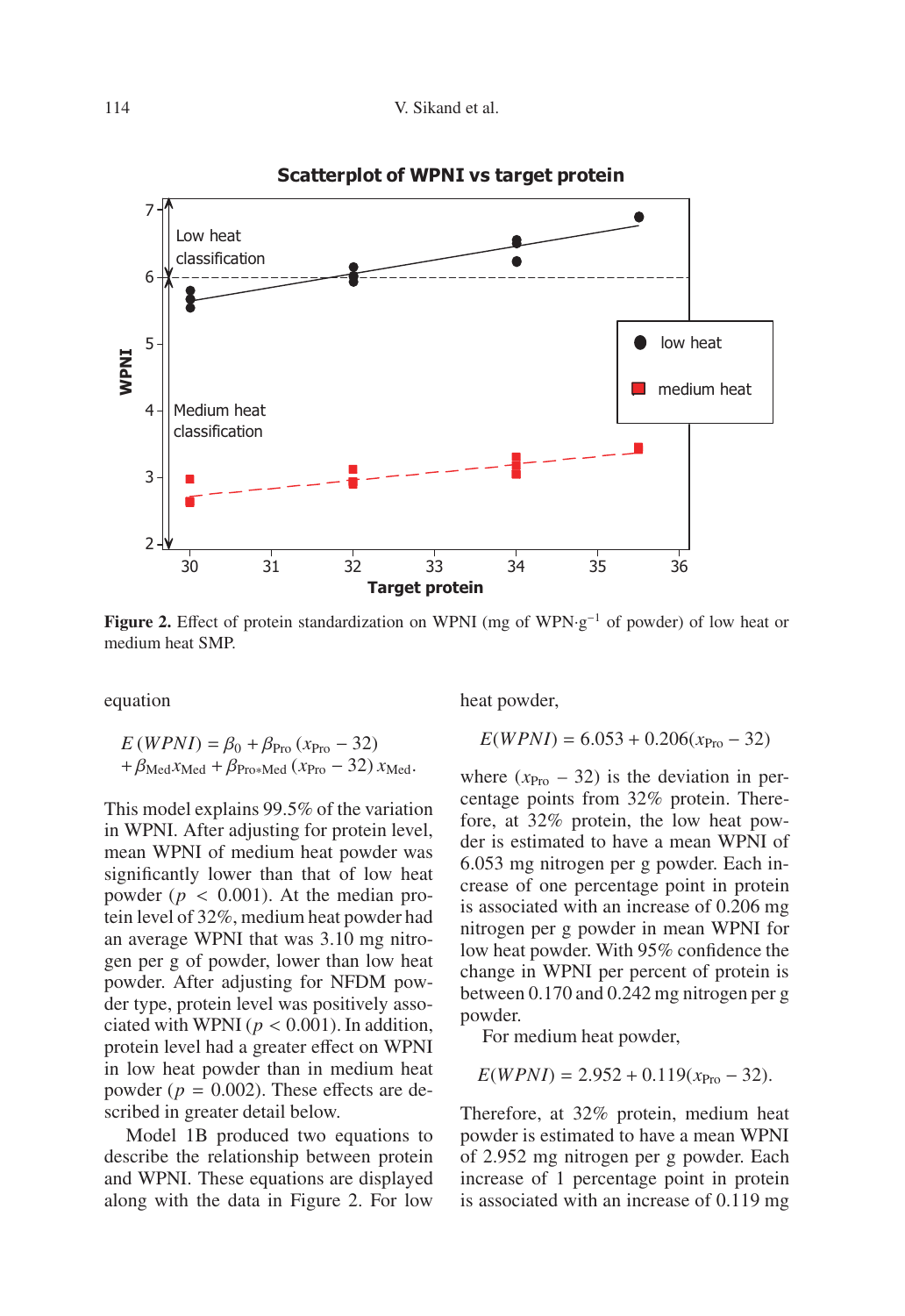Figure 2. Effect of protein standardization on WPNI (mg of WPN·g$^{-1}$ of powder) of low heat or medium heat SMP.

equation

$$E\,(WPNI) = \beta_0 + \beta_{\text{Pro}}\,(x_{\text{Pro}} - 32) + \beta_{\text{Med}} x_{\text{Med}} + \beta_{\text{Pro*Med}}\,(x_{\text{Pro}} - 32)\,x_{\text{Med}}.$$

This model explains 99.5% of the variation in WPNI. After adjusting for protein level, mean WPNI of medium heat powder was significantly lower than that of low heat powder ($p < 0.001$). At the median protein level of 32%, medium heat powder had an average WPNI that was 3.10 mg nitrogen per g of powder, lower than low heat powder. After adjusting for NFDM powder type, protein level was positively associated with WPNI ($p < 0.001$). In addition, protein level had a greater effect on WPNI in low heat powder than in medium heat powder ($p = 0.002$). These effects are described in greater detail below.

Model 1B produced two equations to describe the relationship between protein and WPNI. These equations are displayed along with the data in Figure 2. For low heat powder,

$$E(WPNI) = 6.053 + 0.206(x_{\text{Pro}} - 32)$$

where $(x_{\text{Pro}} - 32)$ is the deviation in percentage points from 32% protein. Therefore, at 32% protein, the low heat powder is estimated to have a mean WPNI of 6.053 mg nitrogen per g powder. Each increase of one percentage point in protein is associated with an increase of 0.206 mg nitrogen per g powder in mean WPNI for low heat powder. With 95% confidence the change in WPNI per percent of protein is between 0.170 and 0.242 mg nitrogen per g powder.

For medium heat powder,

$$E(WPNI) = 2.952 + 0.119(x_{\text{Pro}} - 32).$$

Therefore, at 32% protein, medium heat powder is estimated to have a mean WPNI of 2.952 mg nitrogen per g powder. Each increase of 1 percentage point in protein is associated with an increase of 0.119 mg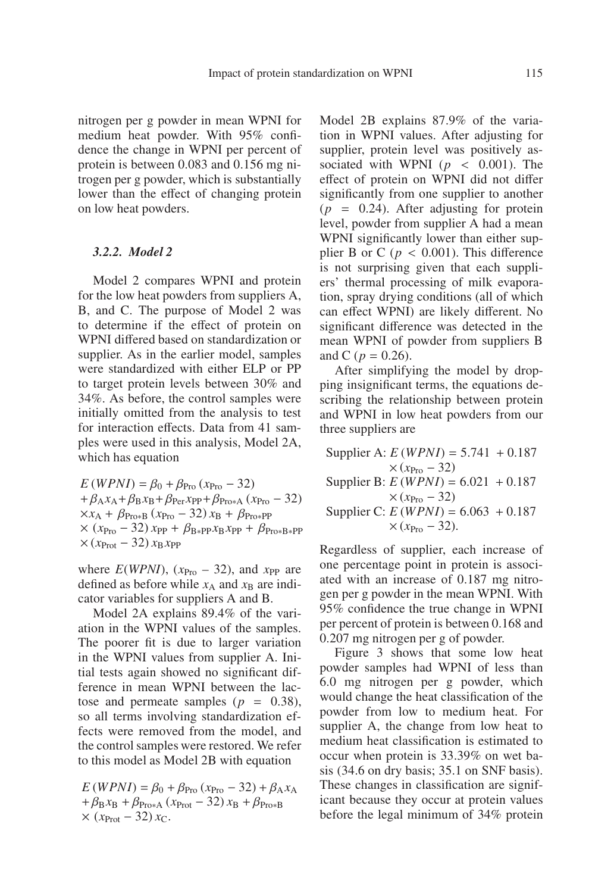nitrogen per g powder in mean WPNI for medium heat powder. With 95% confidence the change in WPNI per percent of protein is between 0.083 and 0.156 mg nitrogen per g powder, which is substantially lower than the effect of changing protein on low heat powders.

### *3.2.2. Model 2*

Model 2 compares WPNI and protein for the low heat powders from suppliers A, B, and C. The purpose of Model 2 was to determine if the effect of protein on WPNI differed based on standardization or supplier. As in the earlier model, samples were standardized with either ELP or PP to target protein levels between 30% and 34%. As before, the control samples were initially omitted from the analysis to test for interaction effects. Data from 41 samples were used in this analysis, Model 2A, which has equation

$$E(WPNI) = \beta_0 + \beta_{\text{Pro}}(x_{\text{Pro}} - 32) + \beta_A x_A + \beta_B x_B + \beta_{\text{Per}} x_{\text{PP}} + \beta_{\text{Pro*A}}(x_{\text{Pro}} - 32) \times x_A + \beta_{\text{Pro*B}}(x_{\text{Pro}} - 32)\, x_B + \beta_{\text{Pro*PP}} \times (x_{\text{Pro}} - 32)\, x_{\text{PP}} + \beta_{\text{B*PP}} x_B x_{\text{PP}} + \beta_{\text{Pro*B*PP}} \times (x_{\text{Prot}} - 32)\, x_B x_{\text{PP}}$$

where $E(WPNI)$, $(x_{\text{Pro}} - 32)$, and $x_{\text{PP}}$ are defined as before while $x_A$ and $x_B$ are indicator variables for suppliers A and B.

Model 2A explains 89.4% of the variation in the WPNI values of the samples. The poorer fit is due to larger variation in the WPNI values from supplier A. Initial tests again showed no significant difference in mean WPNI between the lactose and permeate samples ($p = 0.38$), so all terms involving standardization effects were removed from the model, and the control samples were restored. We refer to this model as Model 2B with equation

$$E(WPNI) = \beta_0 + \beta_{\text{Pro}}(x_{\text{Pro}} - 32) + \beta_A x_A + \beta_B x_B + \beta_{\text{Pro*A}}(x_{\text{Prot}} - 32)\, x_B + \beta_{\text{Pro*B}} \times (x_{\text{Prot}} - 32)\, x_C.$$

Model 2B explains 87.9% of the variation in WPNI values. After adjusting for supplier, protein level was positively associated with WPNI ($p < 0.001$). The effect of protein on WPNI did not differ significantly from one supplier to another ($p = 0.24$). After adjusting for protein level, powder from supplier A had a mean WPNI significantly lower than either supplier B or C ($p < 0.001$). This difference is not surprising given that each suppliers' thermal processing of milk evaporation, spray drying conditions (all of which can effect WPNI) are likely different. No significant difference was detected in the mean WPNI of powder from suppliers B and C ($p = 0.26$).

After simplifying the model by dropping insignificant terms, the equations describing the relationship between protein and WPNI in low heat powders from our three suppliers are

Supplier A: $E(WPNI) = 5.741 + 0.187 \times (x_{\text{Pro}} - 32)$
Supplier B: $E(WPNI) = 6.021 + 0.187 \times (x_{\text{Pro}} - 32)$
Supplier C: $E(WPNI) = 6.063 + 0.187 \times (x_{\text{Pro}} - 32)$.

Regardless of supplier, each increase of one percentage point in protein is associated with an increase of 0.187 mg nitrogen per g powder in the mean WPNI. With 95% confidence the true change in WPNI per percent of protein is between 0.168 and 0.207 mg nitrogen per g of powder.

Figure 3 shows that some low heat powder samples had WPNI of less than 6.0 mg nitrogen per g powder, which would change the heat classification of the powder from low to medium heat. For supplier A, the change from low heat to medium heat classification is estimated to occur when protein is 33.39% on wet basis (34.6 on dry basis; 35.1 on SNF basis). These changes in classification are significant because they occur at protein values before the legal minimum of 34% protein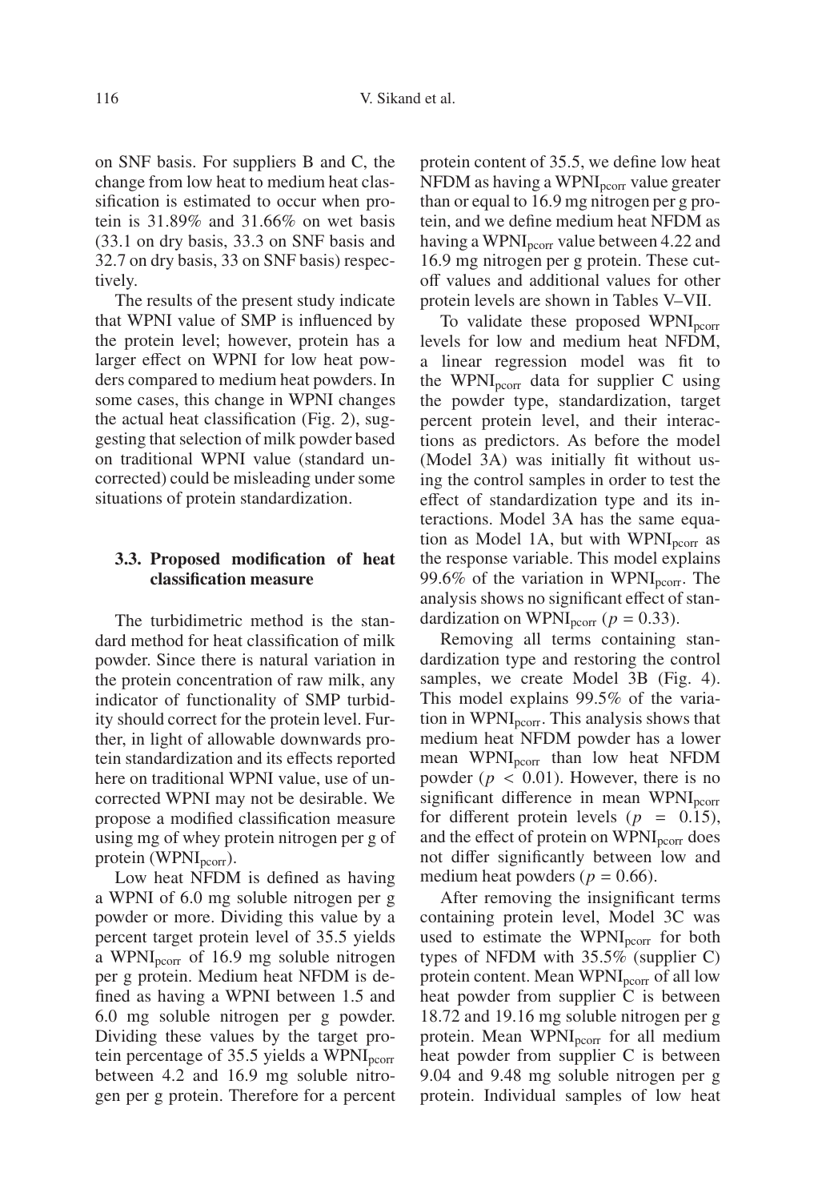on SNF basis. For suppliers B and C, the change from low heat to medium heat classification is estimated to occur when protein is 31.89% and 31.66% on wet basis (33.1 on dry basis, 33.3 on SNF basis and 32.7 on dry basis, 33 on SNF basis) respectively.

The results of the present study indicate that WPNI value of SMP is influenced by the protein level; however, protein has a larger effect on WPNI for low heat powders compared to medium heat powders. In some cases, this change in WPNI changes the actual heat classification (Fig. 2), suggesting that selection of milk powder based on traditional WPNI value (standard uncorrected) could be misleading under some situations of protein standardization.

### 3.3. Proposed modification of heat classification measure

The turbidimetric method is the standard method for heat classification of milk powder. Since there is natural variation in the protein concentration of raw milk, any indicator of functionality of SMP turbidity should correct for the protein level. Further, in light of allowable downwards protein standardization and its effects reported here on traditional WPNI value, use of uncorrected WPNI may not be desirable. We propose a modified classification measure using mg of whey protein nitrogen per g of protein ($WPNI_{pcorr}$).

Low heat NFDM is defined as having a WPNI of 6.0 mg soluble nitrogen per g powder or more. Dividing this value by a percent target protein level of 35.5 yields a $WPNI_{pcorr}$ of 16.9 mg soluble nitrogen per g protein. Medium heat NFDM is defined as having a WPNI between 1.5 and 6.0 mg soluble nitrogen per g powder. Dividing these values by the target protein percentage of 35.5 yields a $WPNI_{pcorr}$ between 4.2 and 16.9 mg soluble nitrogen per g protein. Therefore for a percent protein content of 35.5, we define low heat NFDM as having a $WPNI_{pcorr}$ value greater than or equal to 16.9 mg nitrogen per g protein, and we define medium heat NFDM as having a $WPNI_{pcorr}$ value between 4.22 and 16.9 mg nitrogen per g protein. These cutoff values and additional values for other protein levels are shown in Tables V–VII.

To validate these proposed $WPNI_{pcorr}$ levels for low and medium heat NFDM, a linear regression model was fit to the $WPNI_{pcorr}$ data for supplier C using the powder type, standardization, target percent protein level, and their interactions as predictors. As before the model (Model 3A) was initially fit without using the control samples in order to test the effect of standardization type and its interactions. Model 3A has the same equation as Model 1A, but with $WPNI_{pcorr}$ as the response variable. This model explains 99.6% of the variation in $WPNI_{pcorr}$. The analysis shows no significant effect of standardization on $WPNI_{pcorr}$ ($p = 0.33$).

Removing all terms containing standardization type and restoring the control samples, we create Model 3B (Fig. 4). This model explains 99.5% of the variation in $WPNI_{pcorr}$. This analysis shows that medium heat NFDM powder has a lower mean $WPNI_{pcorr}$ than low heat NFDM powder ($p < 0.01$). However, there is no significant difference in mean $WPNI_{pcorr}$ for different protein levels ($p = 0.15$), and the effect of protein on $WPNI_{pcorr}$ does not differ significantly between low and medium heat powders ($p = 0.66$).

After removing the insignificant terms containing protein level, Model 3C was used to estimate the $WPNI_{pcorr}$ for both types of NFDM with 35.5% (supplier C) protein content. Mean $WPNI_{pcorr}$ of all low heat powder from supplier C is between 18.72 and 19.16 mg soluble nitrogen per g protein. Mean $WPNI_{pcorr}$ for all medium heat powder from supplier C is between 9.04 and 9.48 mg soluble nitrogen per g protein. Individual samples of low heat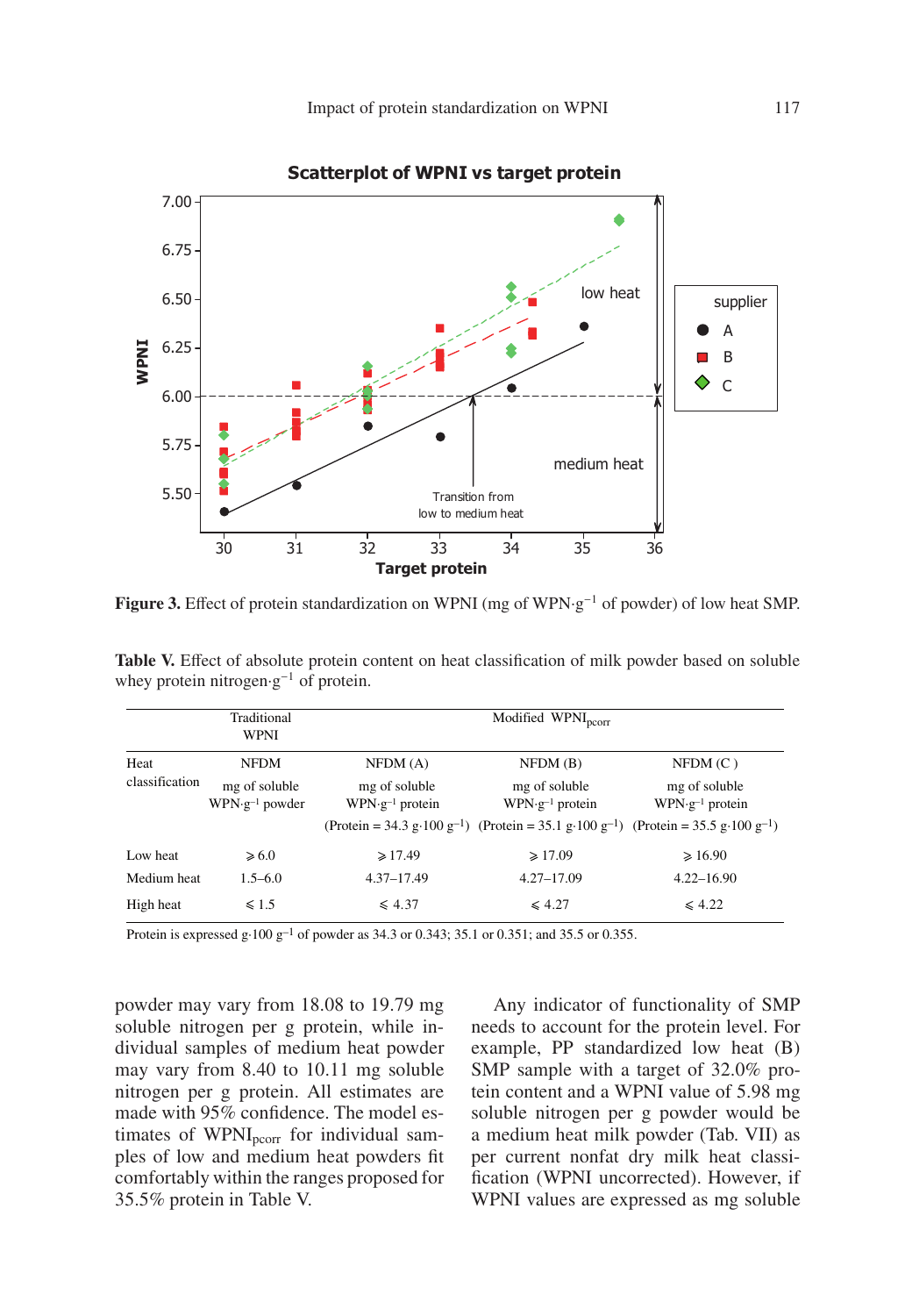**Figure 3.** Effect of protein standardization on WPNI (mg of WPN·g$^{-1}$ of powder) of low heat SMP.

**Table V.** Effect of absolute protein content on heat classification of milk powder based on soluble whey protein nitrogen·g$^{-1}$ of protein.

| | Traditional WPNI | Modified WPNI$_{pcorr}$ | | |
|---|---|---|---|---|
| Heat classification | NFDM | NFDM (A) | NFDM (B) | NFDM (C ) |
| | mg of soluble WPN·g$^{-1}$ powder | mg of soluble WPN·g$^{-1}$ protein | mg of soluble WPN·g$^{-1}$ protein | mg of soluble WPN·g$^{-1}$ protein |
| | | (Protein = 34.3 g·100 g$^{-1}$) | (Protein = 35.1 g·100 g$^{-1}$) | (Protein = 35.5 g·100 g$^{-1}$) |
| Low heat | ⩾ 6.0 | ⩾ 17.49 | ⩾ 17.09 | ⩾ 16.90 |
| Medium heat | 1.5–6.0 | 4.37–17.49 | 4.27–17.09 | 4.22–16.90 |
| High heat | ⩽ 1.5 | ⩽ 4.37 | ⩽ 4.27 | ⩽ 4.22 |

Protein is expressed g·100 g$^{-1}$ of powder as 34.3 or 0.343; 35.1 or 0.351; and 35.5 or 0.355.

powder may vary from 18.08 to 19.79 mg soluble nitrogen per g protein, while individual samples of medium heat powder may vary from 8.40 to 10.11 mg soluble nitrogen per g protein. All estimates are made with 95% confidence. The model estimates of WPNI$_{pcorr}$ for individual samples of low and medium heat powders fit comfortably within the ranges proposed for 35.5% protein in Table V.

Any indicator of functionality of SMP needs to account for the protein level. For example, PP standardized low heat (B) SMP sample with a target of 32.0% protein content and a WPNI value of 5.98 mg soluble nitrogen per g powder would be a medium heat milk powder (Tab. VII) as per current nonfat dry milk heat classification (WPNI uncorrected). However, if WPNI values are expressed as mg soluble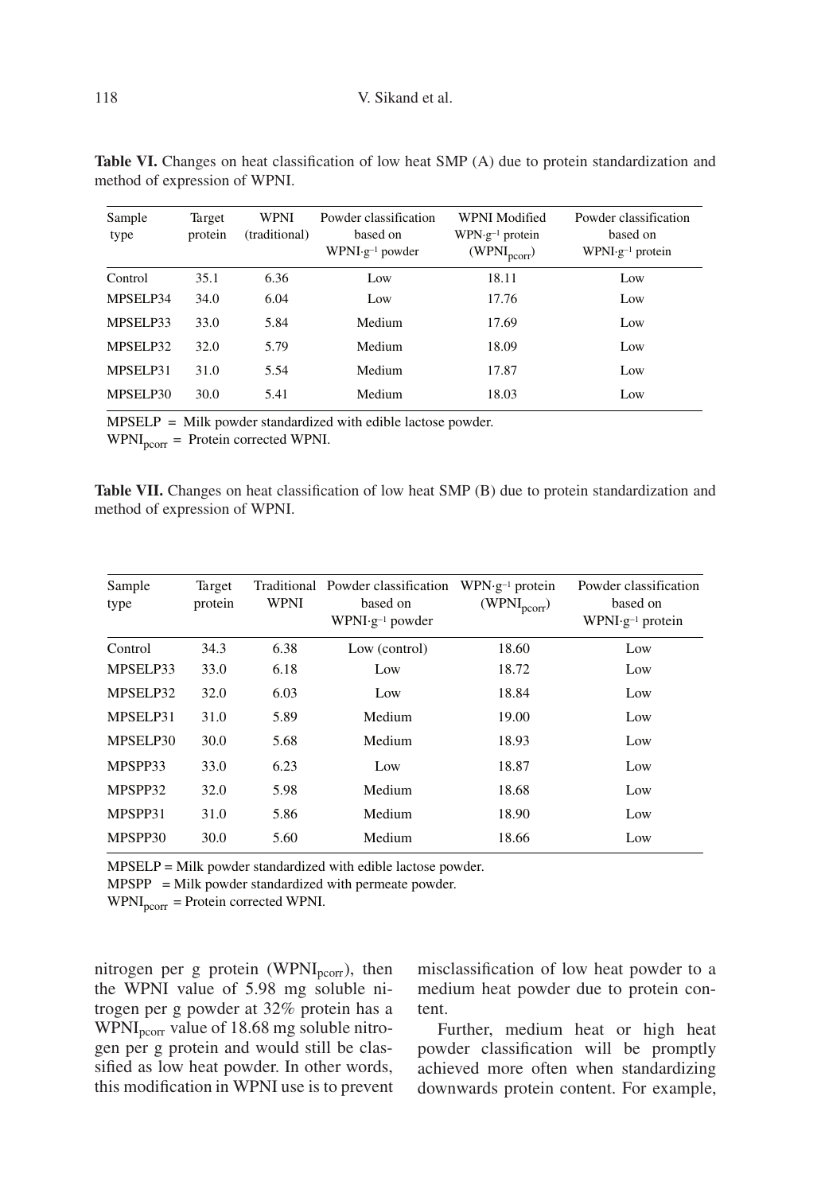**Table VI.** Changes on heat classification of low heat SMP (A) due to protein standardization and method of expression of WPNI.

| Sample type | Target protein | WPNI (traditional) | Powder classification based on WPNI·g$^{-1}$ powder | WPNI Modified WPN·g$^{-1}$ protein ($WPNI_{pcorr}$) | Powder classification based on WPNI·g$^{-1}$ protein |
|---|---|---|---|---|---|
| Control | 35.1 | 6.36 | Low | 18.11 | Low |
| MPSELP34 | 34.0 | 6.04 | Low | 17.76 | Low |
| MPSELP33 | 33.0 | 5.84 | Medium | 17.69 | Low |
| MPSELP32 | 32.0 | 5.79 | Medium | 18.09 | Low |
| MPSELP31 | 31.0 | 5.54 | Medium | 17.87 | Low |
| MPSELP30 | 30.0 | 5.41 | Medium | 18.03 | Low |

MPSELP = Milk powder standardized with edible lactose powder.
$WPNI_{pcorr}$ = Protein corrected WPNI.

**Table VII.** Changes on heat classification of low heat SMP (B) due to protein standardization and method of expression of WPNI.

| Sample type | Target protein | Traditional WPNI | Powder classification based on WPNI·g$^{-1}$ powder | WPN·g$^{-1}$ protein ($WPNI_{pcorr}$) | Powder classification based on WPNI·g$^{-1}$ protein |
|---|---|---|---|---|---|
| Control | 34.3 | 6.38 | Low (control) | 18.60 | Low |
| MPSELP33 | 33.0 | 6.18 | Low | 18.72 | Low |
| MPSELP32 | 32.0 | 6.03 | Low | 18.84 | Low |
| MPSELP31 | 31.0 | 5.89 | Medium | 19.00 | Low |
| MPSELP30 | 30.0 | 5.68 | Medium | 18.93 | Low |
| MPSPP33 | 33.0 | 6.23 | Low | 18.87 | Low |
| MPSPP32 | 32.0 | 5.98 | Medium | 18.68 | Low |
| MPSPP31 | 31.0 | 5.86 | Medium | 18.90 | Low |
| MPSPP30 | 30.0 | 5.60 | Medium | 18.66 | Low |

MPSELP = Milk powder standardized with edible lactose powder.
MPSPP = Milk powder standardized with permeate powder.
$WPNI_{pcorr}$ = Protein corrected WPNI.

nitrogen per g protein ($WPNI_{pcorr}$), then the WPNI value of 5.98 mg soluble nitrogen per g powder at 32% protein has a $WPNI_{pcorr}$ value of 18.68 mg soluble nitrogen per g protein and would still be classified as low heat powder. In other words, this modification in WPNI use is to prevent misclassification of low heat powder to a medium heat powder due to protein content.

Further, medium heat or high heat powder classification will be promptly achieved more often when standardizing downwards protein content. For example,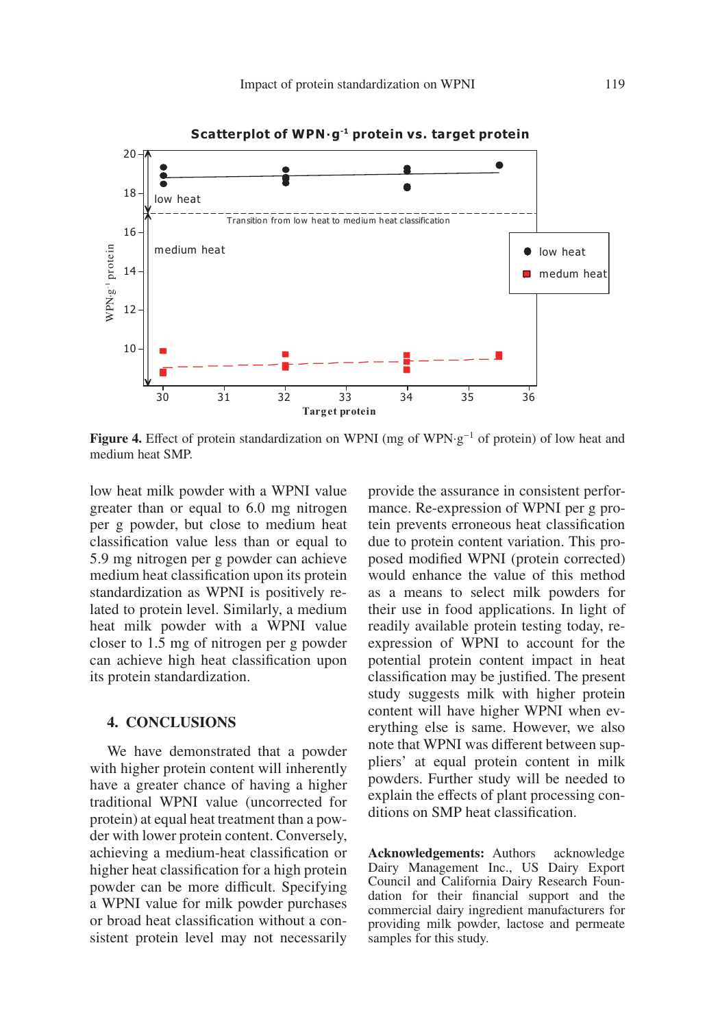Figure 4. Effect of protein standardization on WPNI (mg of WPN·$g^{-1}$ of protein) of low heat and medium heat SMP.

low heat milk powder with a WPNI value greater than or equal to 6.0 mg nitrogen per g powder, but close to medium heat classification value less than or equal to 5.9 mg nitrogen per g powder can achieve medium heat classification upon its protein standardization as WPNI is positively related to protein level. Similarly, a medium heat milk powder with a WPNI value closer to 1.5 mg of nitrogen per g powder can achieve high heat classification upon its protein standardization.

## 4. CONCLUSIONS

We have demonstrated that a powder with higher protein content will inherently have a greater chance of having a higher traditional WPNI value (uncorrected for protein) at equal heat treatment than a powder with lower protein content. Conversely, achieving a medium-heat classification or higher heat classification for a high protein powder can be more difficult. Specifying a WPNI value for milk powder purchases or broad heat classification without a consistent protein level may not necessarily provide the assurance in consistent performance. Re-expression of WPNI per g protein prevents erroneous heat classification due to protein content variation. This proposed modified WPNI (protein corrected) would enhance the value of this method as a means to select milk powders for their use in food applications. In light of readily available protein testing today, re-expression of WPNI to account for the potential protein content impact in heat classification may be justified. The present study suggests milk with higher protein content will have higher WPNI when everything else is same. However, we also note that WPNI was different between suppliers' at equal protein content in milk powders. Further study will be needed to explain the effects of plant processing conditions on SMP heat classification.

**Acknowledgements:** Authors acknowledge Dairy Management Inc., US Dairy Export Council and California Dairy Research Foundation for their financial support and the commercial dairy ingredient manufacturers for providing milk powder, lactose and permeate samples for this study.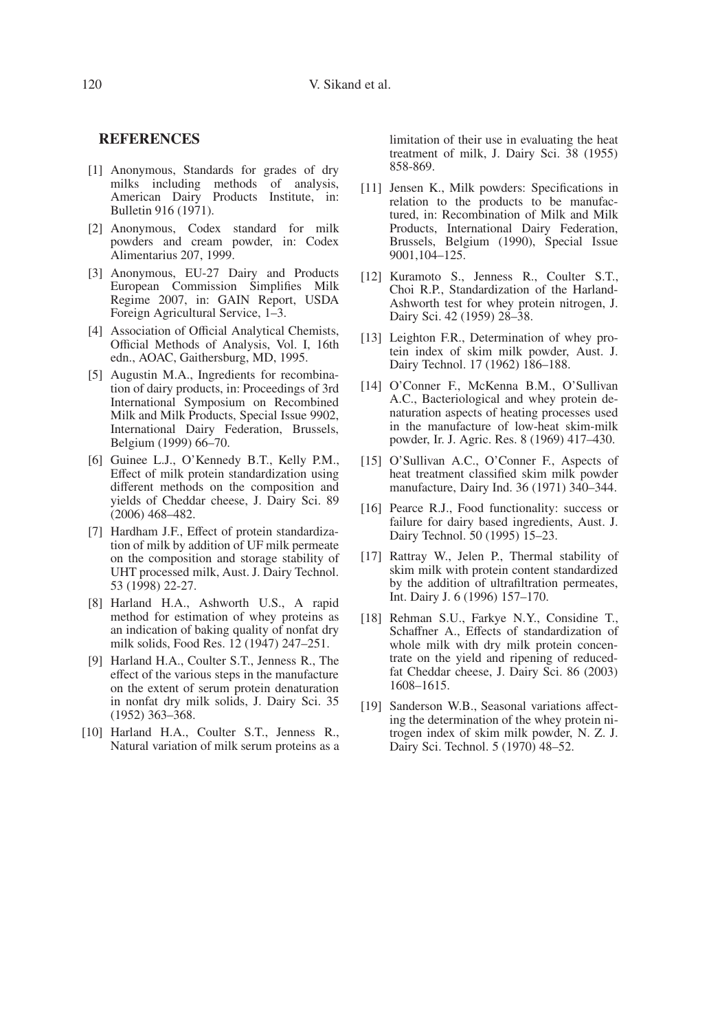## REFERENCES

[1] Anonymous, Standards for grades of dry milks including methods of analysis, American Dairy Products Institute, in: Bulletin 916 (1971).

[2] Anonymous, Codex standard for milk powders and cream powder, in: Codex Alimentarius 207, 1999.

[3] Anonymous, EU-27 Dairy and Products European Commission Simplifies Milk Regime 2007, in: GAIN Report, USDA Foreign Agricultural Service, 1–3.

[4] Association of Official Analytical Chemists, Official Methods of Analysis, Vol. I, 16th edn., AOAC, Gaithersburg, MD, 1995.

[5] Augustin M.A., Ingredients for recombination of dairy products, in: Proceedings of 3rd International Symposium on Recombined Milk and Milk Products, Special Issue 9902, International Dairy Federation, Brussels, Belgium (1999) 66–70.

[6] Guinee L.J., O'Kennedy B.T., Kelly P.M., Effect of milk protein standardization using different methods on the composition and yields of Cheddar cheese, J. Dairy Sci. 89 (2006) 468–482.

[7] Hardham J.F., Effect of protein standardization of milk by addition of UF milk permeate on the composition and storage stability of UHT processed milk, Aust. J. Dairy Technol. 53 (1998) 22-27.

[8] Harland H.A., Ashworth U.S., A rapid method for estimation of whey proteins as an indication of baking quality of nonfat dry milk solids, Food Res. 12 (1947) 247–251.

[9] Harland H.A., Coulter S.T., Jenness R., The effect of the various steps in the manufacture on the extent of serum protein denaturation in nonfat dry milk solids, J. Dairy Sci. 35 (1952) 363–368.

[10] Harland H.A., Coulter S.T., Jenness R., Natural variation of milk serum proteins as a limitation of their use in evaluating the heat treatment of milk, J. Dairy Sci. 38 (1955) 858-869.

[11] Jensen K., Milk powders: Specifications in relation to the products to be manufactured, in: Recombination of Milk and Milk Products, International Dairy Federation, Brussels, Belgium (1990), Special Issue 9001,104–125.

[12] Kuramoto S., Jenness R., Coulter S.T., Choi R.P., Standardization of the Harland-Ashworth test for whey protein nitrogen, J. Dairy Sci. 42 (1959) 28–38.

[13] Leighton F.R., Determination of whey protein index of skim milk powder, Aust. J. Dairy Technol. 17 (1962) 186–188.

[14] O'Conner F., McKenna B.M., O'Sullivan A.C., Bacteriological and whey protein denaturation aspects of heating processes used in the manufacture of low-heat skim-milk powder, Ir. J. Agric. Res. 8 (1969) 417–430.

[15] O'Sullivan A.C., O'Conner F., Aspects of heat treatment classified skim milk powder manufacture, Dairy Ind. 36 (1971) 340–344.

[16] Pearce R.J., Food functionality: success or failure for dairy based ingredients, Aust. J. Dairy Technol. 50 (1995) 15–23.

[17] Rattray W., Jelen P., Thermal stability of skim milk with protein content standardized by the addition of ultrafiltration permeates, Int. Dairy J. 6 (1996) 157–170.

[18] Rehman S.U., Farkye N.Y., Considine T., Schaffner A., Effects of standardization of whole milk with dry milk protein concentrate on the yield and ripening of reduced-fat Cheddar cheese, J. Dairy Sci. 86 (2003) 1608–1615.

[19] Sanderson W.B., Seasonal variations affecting the determination of the whey protein nitrogen index of skim milk powder, N. Z. J. Dairy Sci. Technol. 5 (1970) 48–52.